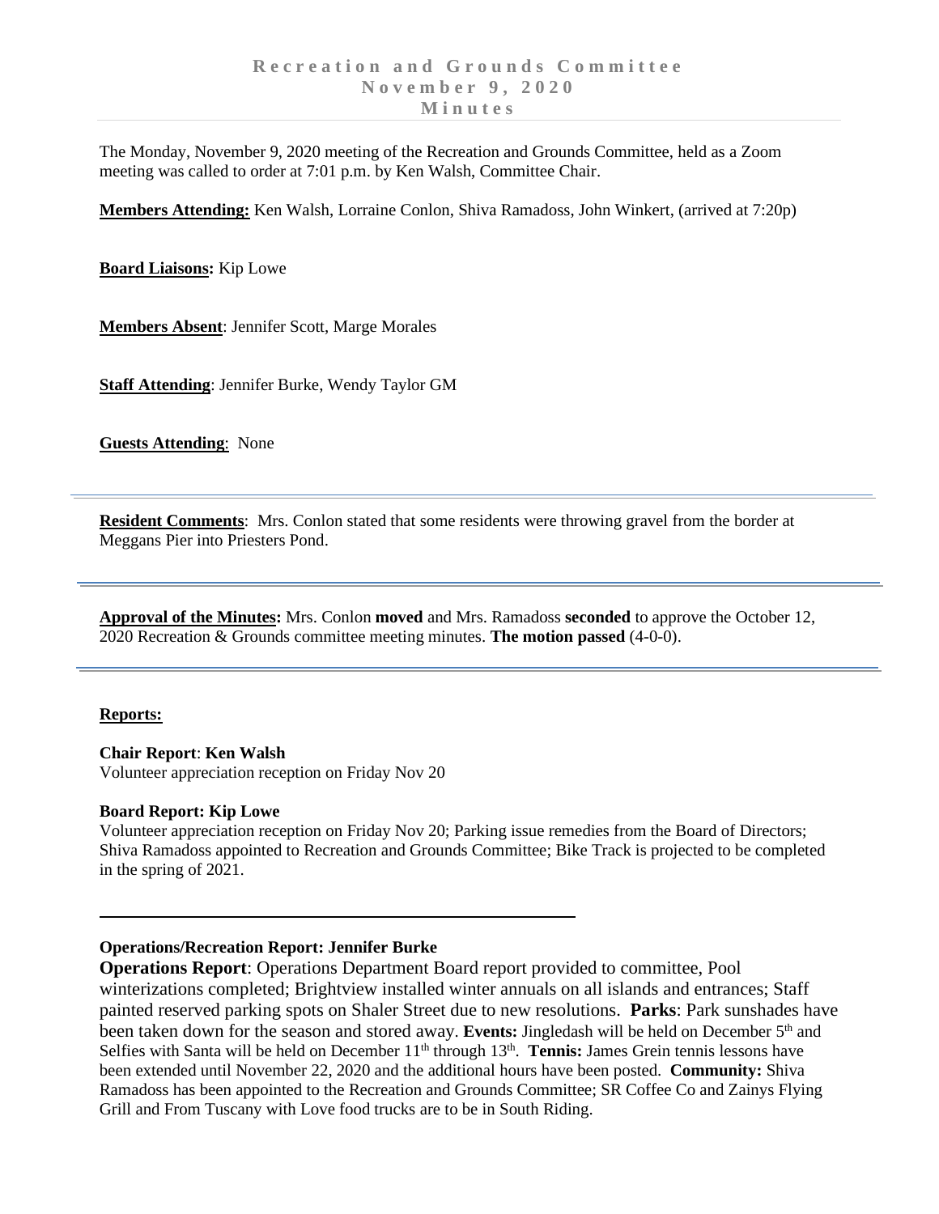# Recreation and Grounds Committee
## November 9, 2020
## Minutes

The Monday, November 9, 2020 meeting of the Recreation and Grounds Committee, held as a Zoom meeting was called to order at 7:01 p.m. by Ken Walsh, Committee Chair.

**Members Attending:** Ken Walsh, Lorraine Conlon, Shiva Ramadoss, John Winkert, (arrived at 7:20p)

**Board Liaisons:** Kip Lowe

**Members Absent**: Jennifer Scott, Marge Morales

**Staff Attending**: Jennifer Burke, Wendy Taylor GM

**Guests Attending**: None

---

**Resident Comments**: Mrs. Conlon stated that some residents were throwing gravel from the border at Meggans Pier into Priesters Pond.

---

**Approval of the Minutes:** Mrs. Conlon **moved** and Mrs. Ramadoss **seconded** to approve the October 12, 2020 Recreation & Grounds committee meeting minutes. **The motion passed** (4-0-0).

---

**Reports:**

**Chair Report**: **Ken Walsh**
Volunteer appreciation reception on Friday Nov 20

**Board Report: Kip Lowe**
Volunteer appreciation reception on Friday Nov 20; Parking issue remedies from the Board of Directors; Shiva Ramadoss appointed to Recreation and Grounds Committee; Bike Track is projected to be completed in the spring of 2021.

---

**Operations/Recreation Report: Jennifer Burke**

**Operations Report**: Operations Department Board report provided to committee, Pool winterizations completed; Brightview installed winter annuals on all islands and entrances; Staff painted reserved parking spots on Shaler Street due to new resolutions. **Parks**: Park sunshades have been taken down for the season and stored away. **Events:** Jingledash will be held on December 5th and Selfies with Santa will be held on December 11th through 13th. **Tennis:** James Grein tennis lessons have been extended until November 22, 2020 and the additional hours have been posted. **Community:** Shiva Ramadoss has been appointed to the Recreation and Grounds Committee; SR Coffee Co and Zainys Flying Grill and From Tuscany with Love food trucks are to be in South Riding.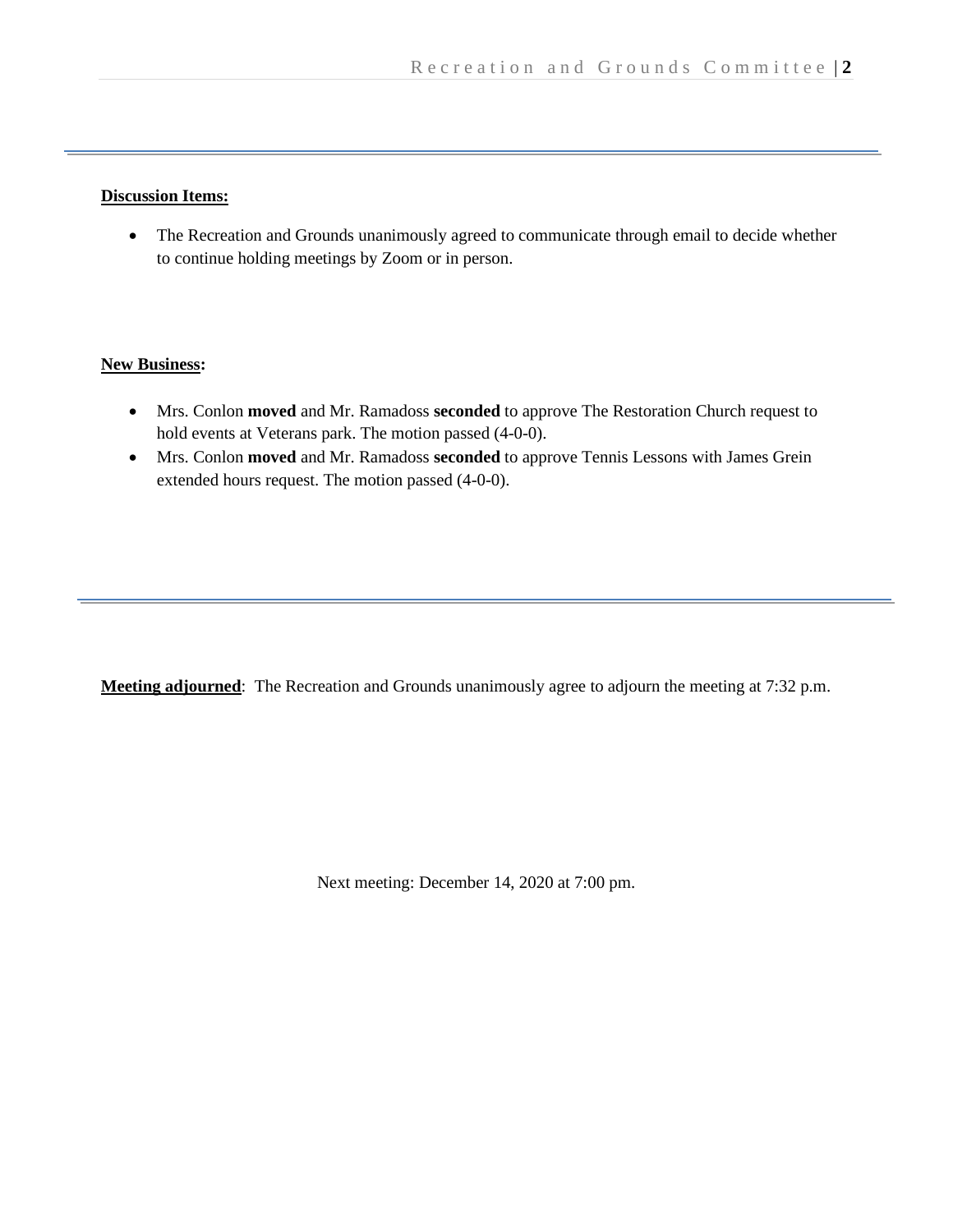**Discussion Items:**

- The Recreation and Grounds unanimously agreed to communicate through email to decide whether to continue holding meetings by Zoom or in person.

**New Business:**

- Mrs. Conlon **moved** and Mr. Ramadoss **seconded** to approve The Restoration Church request to hold events at Veterans park. The motion passed (4-0-0).
- Mrs. Conlon **moved** and Mr. Ramadoss **seconded** to approve Tennis Lessons with James Grein extended hours request. The motion passed (4-0-0).

---

**Meeting adjourned**: The Recreation and Grounds unanimously agree to adjourn the meeting at 7:32 p.m.

Next meeting: December 14, 2020 at 7:00 pm.